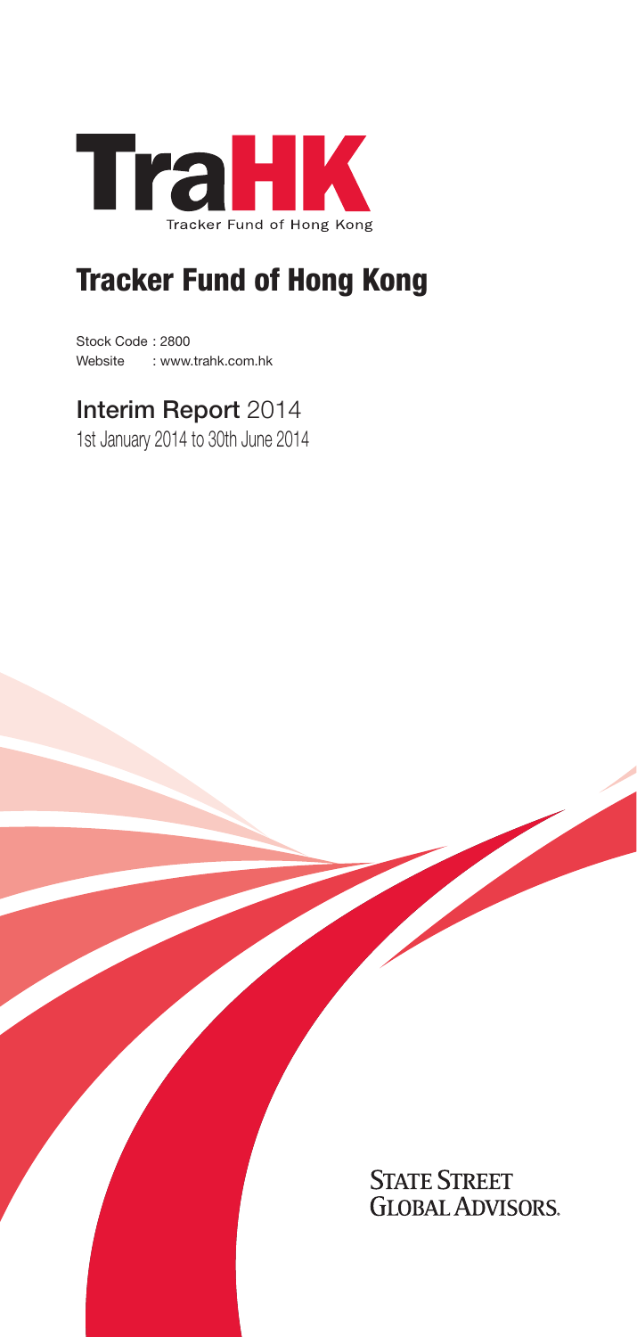TraHK

Tracker Fund of Hong Kong

# Tracker Fund of Hong Kong

Stock Code : 2800
Website : www.trahk.com.hk

## Interim Report 2014

1st January 2014 to 30th June 2014

STATE STREET GLOBAL ADVISORS.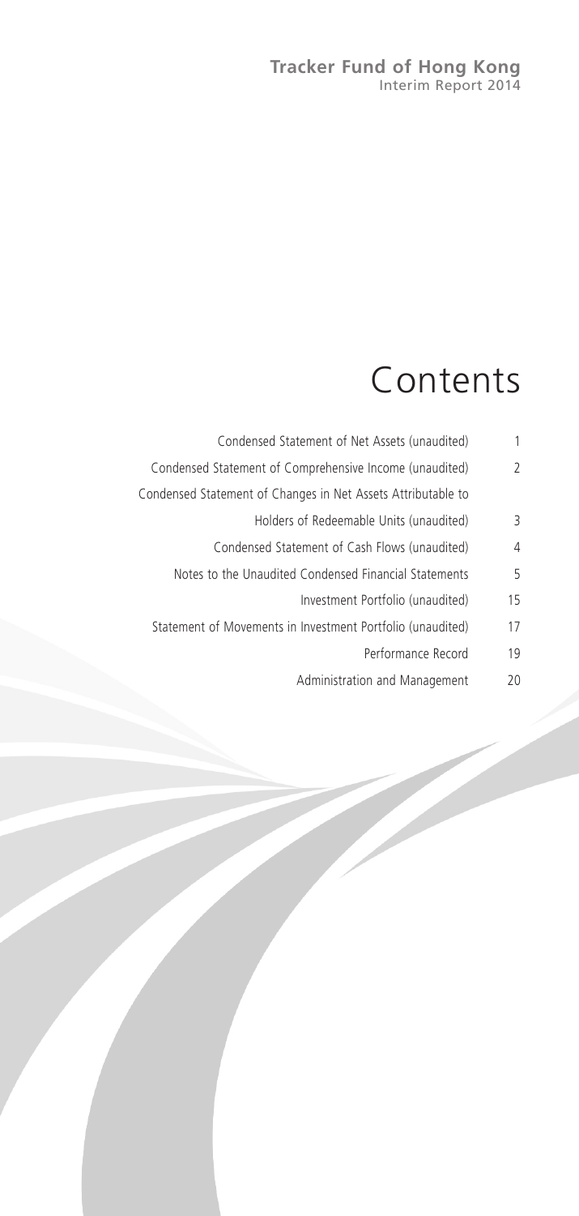**Tracker Fund of Hong Kong**
Interim Report 2014

# Contents

| | |
|---|---|
| Condensed Statement of Net Assets (unaudited) | 1 |
| Condensed Statement of Comprehensive Income (unaudited) | 2 |
| Condensed Statement of Changes in Net Assets Attributable to Holders of Redeemable Units (unaudited) | 3 |
| Condensed Statement of Cash Flows (unaudited) | 4 |
| Notes to the Unaudited Condensed Financial Statements | 5 |
| Investment Portfolio (unaudited) | 15 |
| Statement of Movements in Investment Portfolio (unaudited) | 17 |
| Performance Record | 19 |
| Administration and Management | 20 |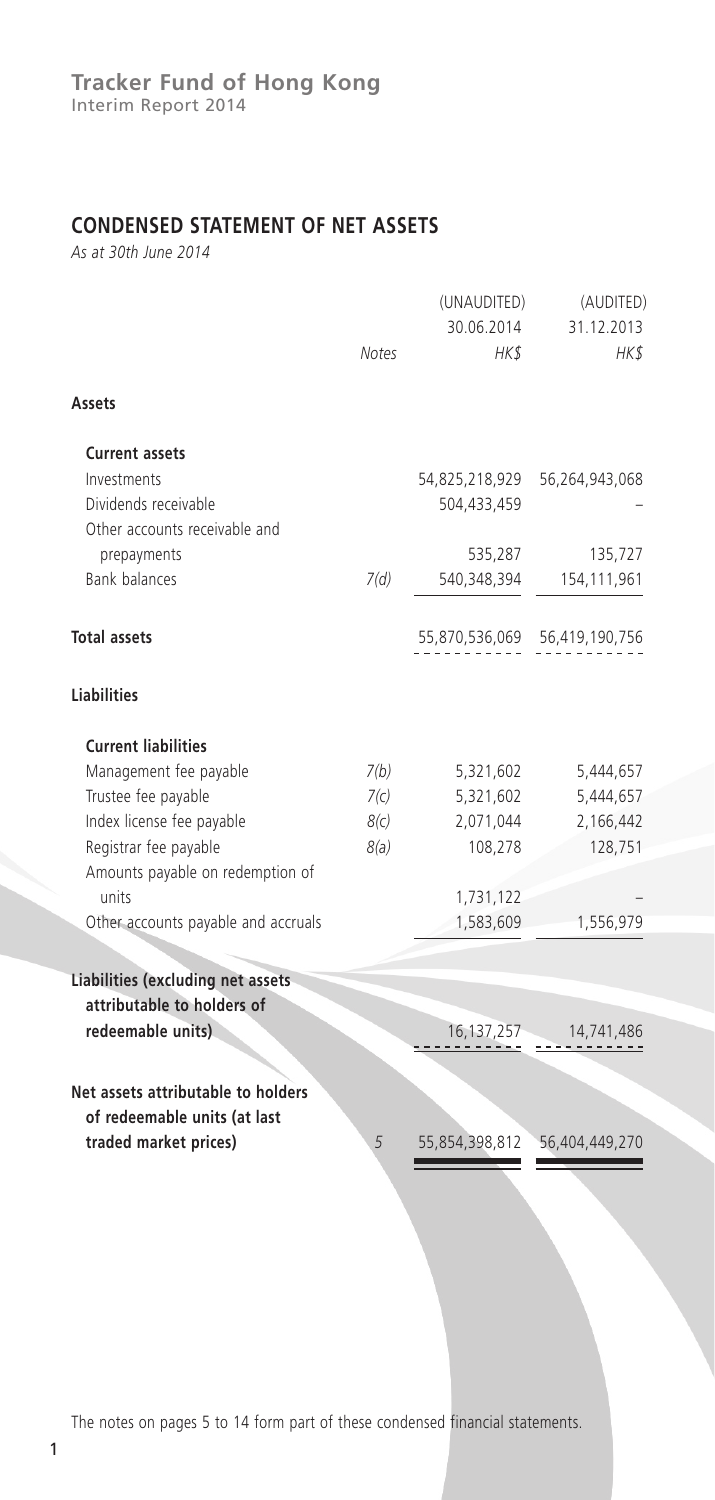## CONDENSED STATEMENT OF NET ASSETS

*As at 30th June 2014*

| | Notes | (UNAUDITED) 30.06.2014 HK$ | (AUDITED) 31.12.2013 HK$ |
|---|---|---|---|
| **Assets** | | | |
| **Current assets** | | | |
| Investments | | 54,825,218,929 | 56,264,943,068 |
| Dividends receivable | | 504,433,459 | – |
| Other accounts receivable and prepayments | | 535,287 | 135,727 |
| Bank balances | 7(d) | 540,348,394 | 154,111,961 |
| **Total assets** | | 55,870,536,069 | 56,419,190,756 |
| **Liabilities** | | | |
| **Current liabilities** | | | |
| Management fee payable | 7(b) | 5,321,602 | 5,444,657 |
| Trustee fee payable | 7(c) | 5,321,602 | 5,444,657 |
| Index license fee payable | 8(c) | 2,071,044 | 2,166,442 |
| Registrar fee payable | 8(a) | 108,278 | 128,751 |
| Amounts payable on redemption of units | | 1,731,122 | – |
| Other accounts payable and accruals | | 1,583,609 | 1,556,979 |
| **Liabilities (excluding net assets attributable to holders of redeemable units)** | | 16,137,257 | 14,741,486 |
| **Net assets attributable to holders of redeemable units (at last traded market prices)** | 5 | 55,854,398,812 | 56,404,449,270 |

The notes on pages 5 to 14 form part of these condensed financial statements.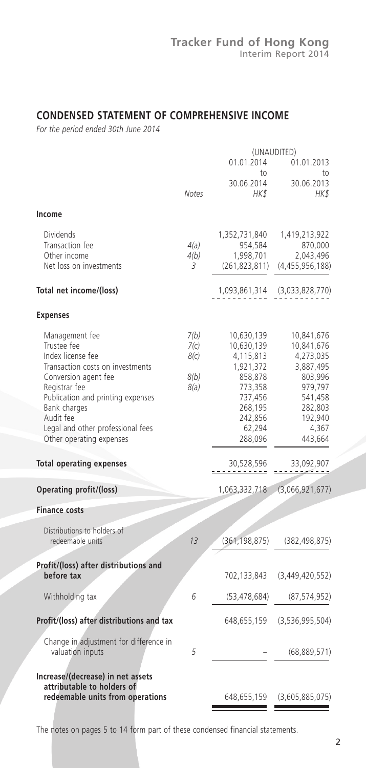## CONDENSED STATEMENT OF COMPREHENSIVE INCOME

*For the period ended 30th June 2014*

| | Notes | (UNAUDITED) 01.01.2014 to 30.06.2014 HK$ | 01.01.2013 to 30.06.2013 HK$ |
|---|---|---|---|
| **Income** | | | |
| Dividends | | 1,352,731,840 | 1,419,213,922 |
| Transaction fee | 4(a) | 954,584 | 870,000 |
| Other income | 4(b) | 1,998,701 | 2,043,496 |
| Net loss on investments | 3 | (261,823,811) | (4,455,956,188) |
| **Total net income/(loss)** | | 1,093,861,314 | (3,033,828,770) |
| **Expenses** | | | |
| Management fee | 7(b) | 10,630,139 | 10,841,676 |
| Trustee fee | 7(c) | 10,630,139 | 10,841,676 |
| Index license fee | 8(c) | 4,115,813 | 4,273,035 |
| Transaction costs on investments | | 1,921,372 | 3,887,495 |
| Conversion agent fee | 8(b) | 858,878 | 803,996 |
| Registrar fee | 8(a) | 773,358 | 979,797 |
| Publication and printing expenses | | 737,456 | 541,458 |
| Bank charges | | 268,195 | 282,803 |
| Audit fee | | 242,856 | 192,940 |
| Legal and other professional fees | | 62,294 | 4,367 |
| Other operating expenses | | 288,096 | 443,664 |
| **Total operating expenses** | | 30,528,596 | 33,092,907 |
| **Operating profit/(loss)** | | 1,063,332,718 | (3,066,921,677) |
| **Finance costs** | | | |
| Distributions to holders of redeemable units | 13 | (361,198,875) | (382,498,875) |
| **Profit/(loss) after distributions and before tax** | | 702,133,843 | (3,449,420,552) |
| Withholding tax | 6 | (53,478,684) | (87,574,952) |
| **Profit/(loss) after distributions and tax** | | 648,655,159 | (3,536,995,504) |
| Change in adjustment for difference in valuation inputs | 5 | – | (68,889,571) |
| **Increase/(decrease) in net assets attributable to holders of redeemable units from operations** | | 648,655,159 | (3,605,885,075) |

The notes on pages 5 to 14 form part of these condensed financial statements.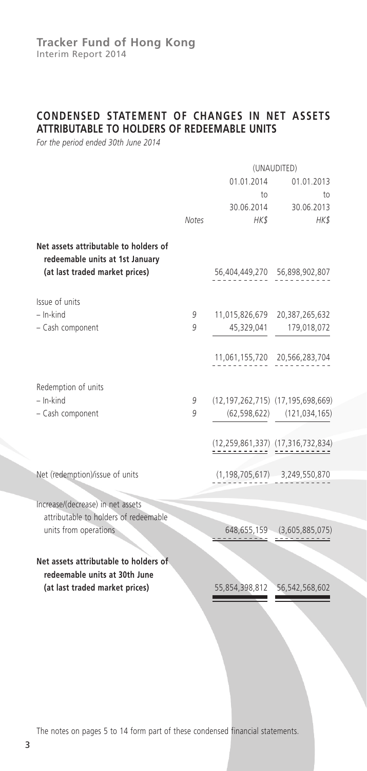## CONDENSED STATEMENT OF CHANGES IN NET ASSETS ATTRIBUTABLE TO HOLDERS OF REDEEMABLE UNITS

*For the period ended 30th June 2014*

| | | (UNAUDITED) | |
|---|---|---|---|
| | | 01.01.2014 to 30.06.2014 | 01.01.2013 to 30.06.2013 |
| | *Notes* | *HK$* | *HK$* |
| **Net assets attributable to holders of redeemable units at 1st January (at last traded market prices)** | | 56,404,449,270 | 56,898,902,807 |
| Issue of units | | | |
| – In-kind | 9 | 11,015,826,679 | 20,387,265,632 |
| – Cash component | 9 | 45,329,041 | 179,018,072 |
| | | 11,061,155,720 | 20,566,283,704 |
| Redemption of units | | | |
| – In-kind | 9 | (12,197,262,715) | (17,195,698,669) |
| – Cash component | 9 | (62,598,622) | (121,034,165) |
| | | (12,259,861,337) | (17,316,732,834) |
| Net (redemption)/issue of units | | (1,198,705,617) | 3,249,550,870 |
| Increase/(decrease) in net assets attributable to holders of redeemable units from operations | | 648,655,159 | (3,605,885,075) |
| **Net assets attributable to holders of redeemable units at 30th June (at last traded market prices)** | | 55,854,398,812 | 56,542,568,602 |

The notes on pages 5 to 14 form part of these condensed financial statements.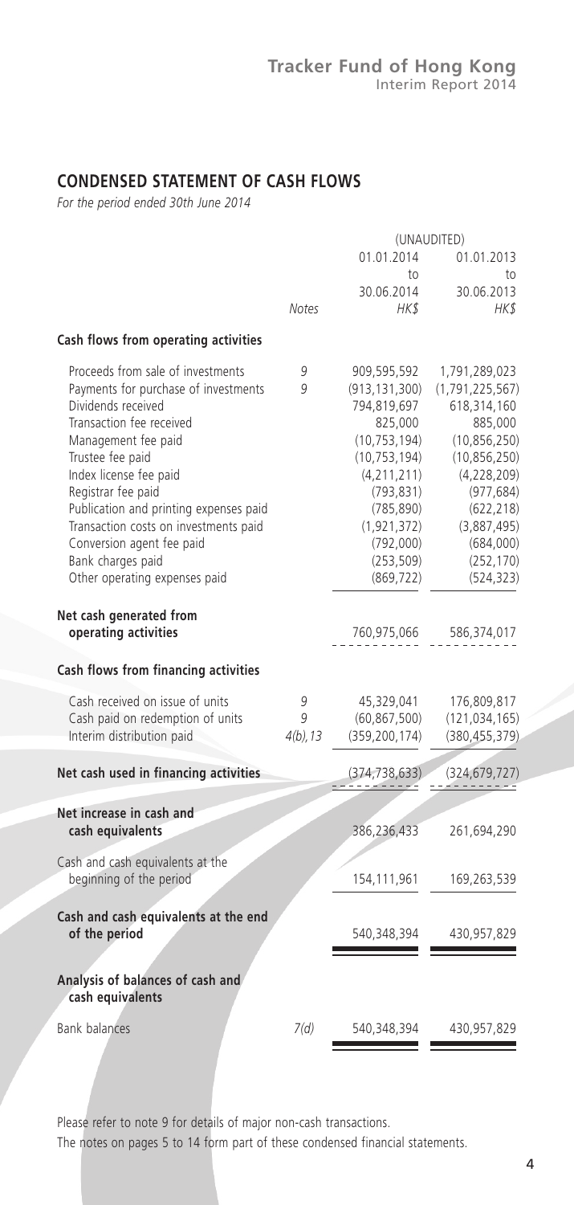## CONDENSED STATEMENT OF CASH FLOWS

*For the period ended 30th June 2014*

| | Notes | (UNAUDITED) 01.01.2014 to 30.06.2014 HK$ | 01.01.2013 to 30.06.2013 HK$ |
|---|---|---|---|
| **Cash flows from operating activities** | | | |
| Proceeds from sale of investments | 9 | 909,595,592 | 1,791,289,023 |
| Payments for purchase of investments | 9 | (913,131,300) | (1,791,225,567) |
| Dividends received | | 794,819,697 | 618,314,160 |
| Transaction fee received | | 825,000 | 885,000 |
| Management fee paid | | (10,753,194) | (10,856,250) |
| Trustee fee paid | | (10,753,194) | (10,856,250) |
| Index license fee paid | | (4,211,211) | (4,228,209) |
| Registrar fee paid | | (793,831) | (977,684) |
| Publication and printing expenses paid | | (785,890) | (622,218) |
| Transaction costs on investments paid | | (1,921,372) | (3,887,495) |
| Conversion agent fee paid | | (792,000) | (684,000) |
| Bank charges paid | | (253,509) | (252,170) |
| Other operating expenses paid | | (869,722) | (524,323) |
| **Net cash generated from operating activities** | | 760,975,066 | 586,374,017 |
| **Cash flows from financing activities** | | | |
| Cash received on issue of units | 9 | 45,329,041 | 176,809,817 |
| Cash paid on redemption of units | 9 | (60,867,500) | (121,034,165) |
| Interim distribution paid | 4(b), 13 | (359,200,174) | (380,455,379) |
| **Net cash used in financing activities** | | (374,738,633) | (324,679,727) |
| **Net increase in cash and cash equivalents** | | 386,236,433 | 261,694,290 |
| Cash and cash equivalents at the beginning of the period | | 154,111,961 | 169,263,539 |
| **Cash and cash equivalents at the end of the period** | | 540,348,394 | 430,957,829 |
| **Analysis of balances of cash and cash equivalents** | | | |
| Bank balances | 7(d) | 540,348,394 | 430,957,829 |

Please refer to note 9 for details of major non-cash transactions.

The notes on pages 5 to 14 form part of these condensed financial statements.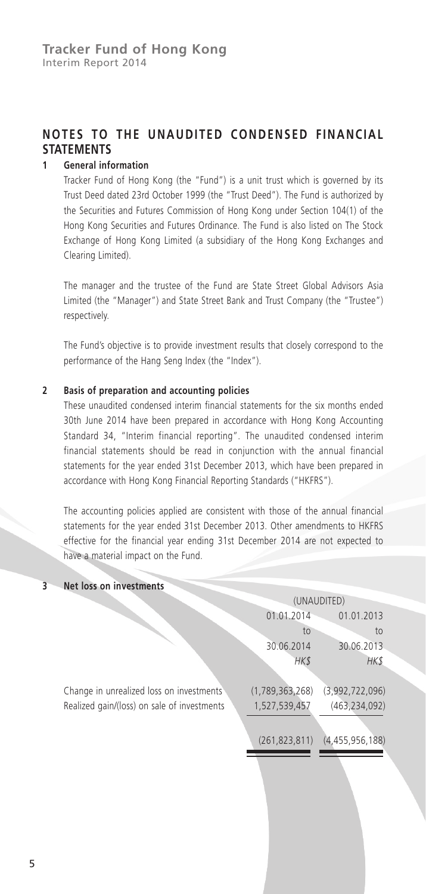## NOTES TO THE UNAUDITED CONDENSED FINANCIAL STATEMENTS

### 1 General information

Tracker Fund of Hong Kong (the "Fund") is a unit trust which is governed by its Trust Deed dated 23rd October 1999 (the "Trust Deed"). The Fund is authorized by the Securities and Futures Commission of Hong Kong under Section 104(1) of the Hong Kong Securities and Futures Ordinance. The Fund is also listed on The Stock Exchange of Hong Kong Limited (a subsidiary of the Hong Kong Exchanges and Clearing Limited).

The manager and the trustee of the Fund are State Street Global Advisors Asia Limited (the "Manager") and State Street Bank and Trust Company (the "Trustee") respectively.

The Fund's objective is to provide investment results that closely correspond to the performance of the Hang Seng Index (the "Index").

### 2 Basis of preparation and accounting policies

These unaudited condensed interim financial statements for the six months ended 30th June 2014 have been prepared in accordance with Hong Kong Accounting Standard 34, "Interim financial reporting". The unaudited condensed interim financial statements should be read in conjunction with the annual financial statements for the year ended 31st December 2013, which have been prepared in accordance with Hong Kong Financial Reporting Standards ("HKFRS").

The accounting policies applied are consistent with those of the annual financial statements for the year ended 31st December 2013. Other amendments to HKFRS effective for the financial year ending 31st December 2014 are not expected to have a material impact on the Fund.

### 3 Net loss on investments

| | (UNAUDITED) | |
|---|---|---|
| | 01.01.2014 to 30.06.2014 | 01.01.2013 to 30.06.2013 |
| | *HK$* | *HK$* |
| Change in unrealized loss on investments | (1,789,363,268) | (3,992,722,096) |
| Realized gain/(loss) on sale of investments | 1,527,539,457 | (463,234,092) |
| | (261,823,811) | (4,455,956,188) |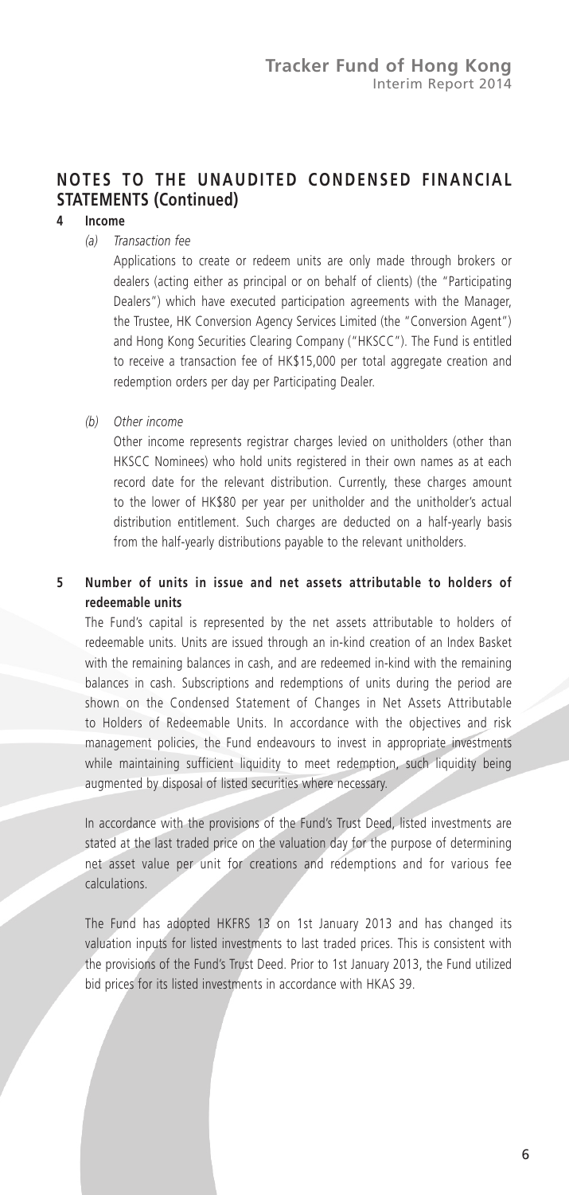## NOTES TO THE UNAUDITED CONDENSED FINANCIAL STATEMENTS (Continued)

### 4 Income

*(a) Transaction fee*

Applications to create or redeem units are only made through brokers or dealers (acting either as principal or on behalf of clients) (the "Participating Dealers") which have executed participation agreements with the Manager, the Trustee, HK Conversion Agency Services Limited (the "Conversion Agent") and Hong Kong Securities Clearing Company ("HKSCC"). The Fund is entitled to receive a transaction fee of HK$15,000 per total aggregate creation and redemption orders per day per Participating Dealer.

*(b) Other income*

Other income represents registrar charges levied on unitholders (other than HKSCC Nominees) who hold units registered in their own names as at each record date for the relevant distribution. Currently, these charges amount to the lower of HK$80 per year per unitholder and the unitholder's actual distribution entitlement. Such charges are deducted on a half-yearly basis from the half-yearly distributions payable to the relevant unitholders.

### 5 Number of units in issue and net assets attributable to holders of redeemable units

The Fund's capital is represented by the net assets attributable to holders of redeemable units. Units are issued through an in-kind creation of an Index Basket with the remaining balances in cash, and are redeemed in-kind with the remaining balances in cash. Subscriptions and redemptions of units during the period are shown on the Condensed Statement of Changes in Net Assets Attributable to Holders of Redeemable Units. In accordance with the objectives and risk management policies, the Fund endeavours to invest in appropriate investments while maintaining sufficient liquidity to meet redemption, such liquidity being augmented by disposal of listed securities where necessary.

In accordance with the provisions of the Fund's Trust Deed, listed investments are stated at the last traded price on the valuation day for the purpose of determining net asset value per unit for creations and redemptions and for various fee calculations.

The Fund has adopted HKFRS 13 on 1st January 2013 and has changed its valuation inputs for listed investments to last traded prices. This is consistent with the provisions of the Fund's Trust Deed. Prior to 1st January 2013, the Fund utilized bid prices for its listed investments in accordance with HKAS 39.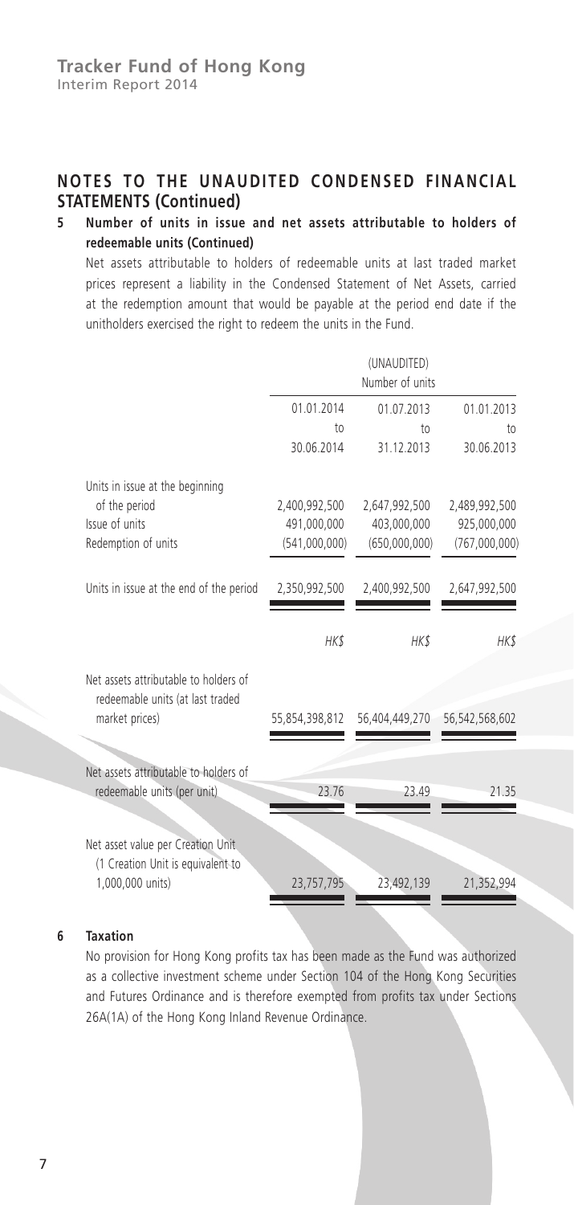## NOTES TO THE UNAUDITED CONDENSED FINANCIAL STATEMENTS (Continued)

### 5 Number of units in issue and net assets attributable to holders of redeemable units (Continued)

Net assets attributable to holders of redeemable units at last traded market prices represent a liability in the Condensed Statement of Net Assets, carried at the redemption amount that would be payable at the period end date if the unitholders exercised the right to redeem the units in the Fund.

| | (UNAUDITED) Number of units | | |
|---|---|---|---|
| | 01.01.2014 to 30.06.2014 | 01.07.2013 to 31.12.2013 | 01.01.2013 to 30.06.2013 |
| Units in issue at the beginning of the period | 2,400,992,500 | 2,647,992,500 | 2,489,992,500 |
| Issue of units | 491,000,000 | 403,000,000 | 925,000,000 |
| Redemption of units | (541,000,000) | (650,000,000) | (767,000,000) |
| Units in issue at the end of the period | 2,350,992,500 | 2,400,992,500 | 2,647,992,500 |
| | *HK$* | *HK$* | *HK$* |
| Net assets attributable to holders of redeemable units (at last traded market prices) | 55,854,398,812 | 56,404,449,270 | 56,542,568,602 |
| Net assets attributable to holders of redeemable units (per unit) | 23.76 | 23.49 | 21.35 |
| Net asset value per Creation Unit (1 Creation Unit is equivalent to 1,000,000 units) | 23,757,795 | 23,492,139 | 21,352,994 |

### 6 Taxation

No provision for Hong Kong profits tax has been made as the Fund was authorized as a collective investment scheme under Section 104 of the Hong Kong Securities and Futures Ordinance and is therefore exempted from profits tax under Sections 26A(1A) of the Hong Kong Inland Revenue Ordinance.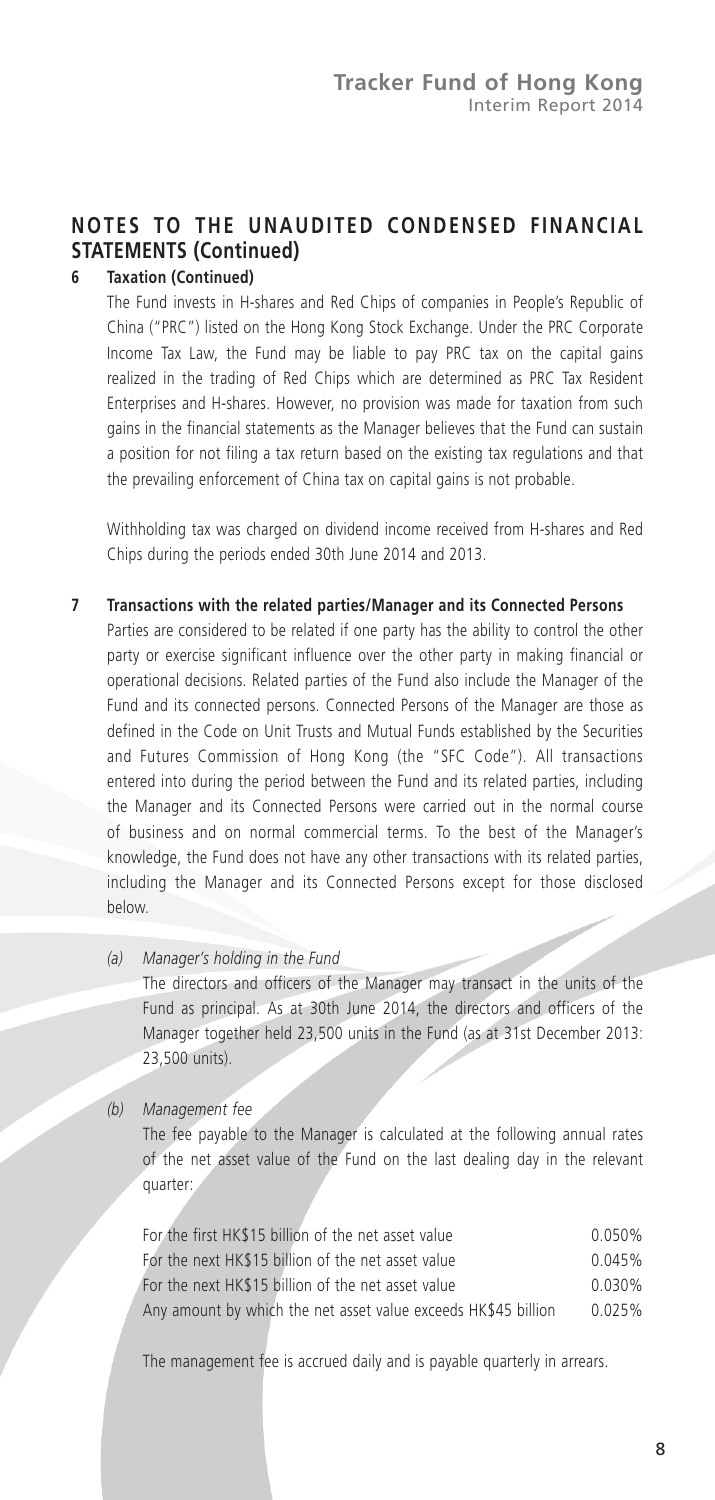## NOTES TO THE UNAUDITED CONDENSED FINANCIAL STATEMENTS (Continued)

### 6 Taxation (Continued)

The Fund invests in H-shares and Red Chips of companies in People's Republic of China ("PRC") listed on the Hong Kong Stock Exchange. Under the PRC Corporate Income Tax Law, the Fund may be liable to pay PRC tax on the capital gains realized in the trading of Red Chips which are determined as PRC Tax Resident Enterprises and H-shares. However, no provision was made for taxation from such gains in the financial statements as the Manager believes that the Fund can sustain a position for not filing a tax return based on the existing tax regulations and that the prevailing enforcement of China tax on capital gains is not probable.

Withholding tax was charged on dividend income received from H-shares and Red Chips during the periods ended 30th June 2014 and 2013.

### 7 Transactions with the related parties/Manager and its Connected Persons

Parties are considered to be related if one party has the ability to control the other party or exercise significant influence over the other party in making financial or operational decisions. Related parties of the Fund also include the Manager of the Fund and its connected persons. Connected Persons of the Manager are those as defined in the Code on Unit Trusts and Mutual Funds established by the Securities and Futures Commission of Hong Kong (the "SFC Code"). All transactions entered into during the period between the Fund and its related parties, including the Manager and its Connected Persons were carried out in the normal course of business and on normal commercial terms. To the best of the Manager's knowledge, the Fund does not have any other transactions with its related parties, including the Manager and its Connected Persons except for those disclosed below.

*(a) Manager's holding in the Fund*

The directors and officers of the Manager may transact in the units of the Fund as principal. As at 30th June 2014, the directors and officers of the Manager together held 23,500 units in the Fund (as at 31st December 2013: 23,500 units).

*(b) Management fee*

The fee payable to the Manager is calculated at the following annual rates of the net asset value of the Fund on the last dealing day in the relevant quarter:

| | |
|---|---|
| For the first HK$15 billion of the net asset value | 0.050% |
| For the next HK$15 billion of the net asset value | 0.045% |
| For the next HK$15 billion of the net asset value | 0.030% |
| Any amount by which the net asset value exceeds HK$45 billion | 0.025% |

The management fee is accrued daily and is payable quarterly in arrears.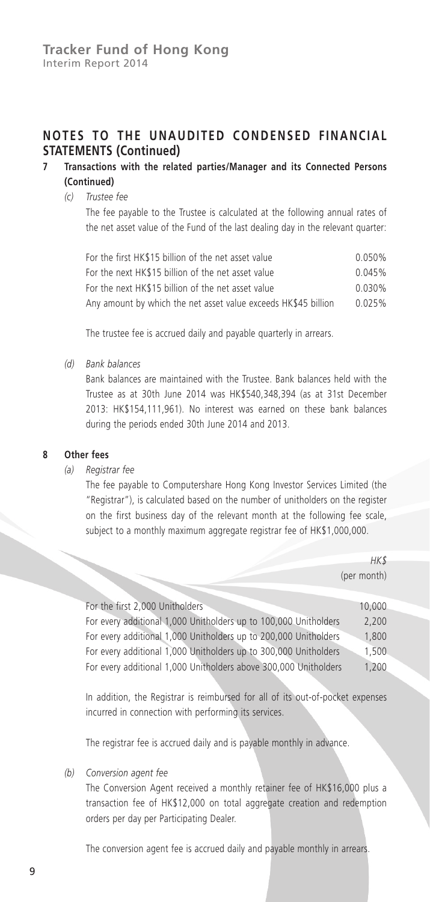## NOTES TO THE UNAUDITED CONDENSED FINANCIAL STATEMENTS (Continued)

### 7 Transactions with the related parties/Manager and its Connected Persons (Continued)

*(c) Trustee fee*

The fee payable to the Trustee is calculated at the following annual rates of the net asset value of the Fund of the last dealing day in the relevant quarter:

| | |
|---|---|
| For the first HK$15 billion of the net asset value | 0.050% |
| For the next HK$15 billion of the net asset value | 0.045% |
| For the next HK$15 billion of the net asset value | 0.030% |
| Any amount by which the net asset value exceeds HK$45 billion | 0.025% |

The trustee fee is accrued daily and payable quarterly in arrears.

*(d) Bank balances*

Bank balances are maintained with the Trustee. Bank balances held with the Trustee as at 30th June 2014 was HK$540,348,394 (as at 31st December 2013: HK$154,111,961). No interest was earned on these bank balances during the periods ended 30th June 2014 and 2013.

### 8 Other fees

*(a) Registrar fee*

The fee payable to Computershare Hong Kong Investor Services Limited (the "Registrar"), is calculated based on the number of unitholders on the register on the first business day of the relevant month at the following fee scale, subject to a monthly maximum aggregate registrar fee of HK$1,000,000.

| | *HK$* (per month) |
|---|---|
| For the first 2,000 Unitholders | 10,000 |
| For every additional 1,000 Unitholders up to 100,000 Unitholders | 2,200 |
| For every additional 1,000 Unitholders up to 200,000 Unitholders | 1,800 |
| For every additional 1,000 Unitholders up to 300,000 Unitholders | 1,500 |
| For every additional 1,000 Unitholders above 300,000 Unitholders | 1,200 |

In addition, the Registrar is reimbursed for all of its out-of-pocket expenses incurred in connection with performing its services.

The registrar fee is accrued daily and is payable monthly in advance.

*(b) Conversion agent fee*

The Conversion Agent received a monthly retainer fee of HK$16,000 plus a transaction fee of HK$12,000 on total aggregate creation and redemption orders per day per Participating Dealer.

The conversion agent fee is accrued daily and payable monthly in arrears.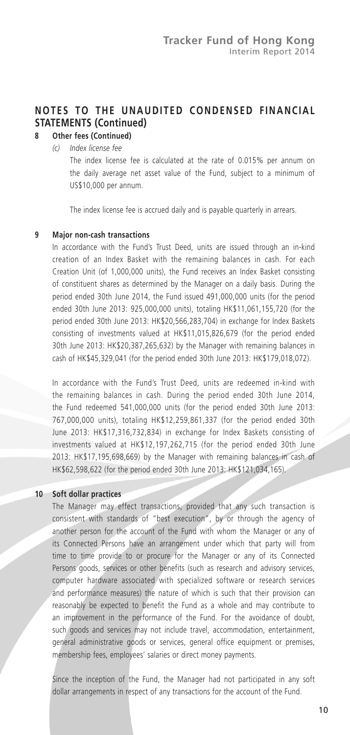## NOTES TO THE UNAUDITED CONDENSED FINANCIAL STATEMENTS (Continued)

### 8 Other fees (Continued)

*(c) Index license fee*

The index license fee is calculated at the rate of 0.015% per annum on the daily average net asset value of the Fund, subject to a minimum of US$10,000 per annum.

The index license fee is accrued daily and is payable quarterly in arrears.

### 9 Major non-cash transactions

In accordance with the Fund's Trust Deed, units are issued through an in-kind creation of an Index Basket with the remaining balances in cash. For each Creation Unit (of 1,000,000 units), the Fund receives an Index Basket consisting of constituent shares as determined by the Manager on a daily basis. During the period ended 30th June 2014, the Fund issued 491,000,000 units (for the period ended 30th June 2013: 925,000,000 units), totaling HK$11,061,155,720 (for the period ended 30th June 2013: HK$20,566,283,704) in exchange for Index Baskets consisting of investments valued at HK$11,015,826,679 (for the period ended 30th June 2013: HK$20,387,265,632) by the Manager with remaining balances in cash of HK$45,329,041 (for the period ended 30th June 2013: HK$179,018,072).

In accordance with the Fund's Trust Deed, units are redeemed in-kind with the remaining balances in cash. During the period ended 30th June 2014, the Fund redeemed 541,000,000 units (for the period ended 30th June 2013: 767,000,000 units), totaling HK$12,259,861,337 (for the period ended 30th June 2013: HK$17,316,732,834) in exchange for Index Baskets consisting of investments valued at HK$12,197,262,715 (for the period ended 30th June 2013: HK$17,195,698,669) by the Manager with remaining balances in cash of HK$62,598,622 (for the period ended 30th June 2013: HK$121,034,165).

### 10 Soft dollar practices

The Manager may effect transactions, provided that any such transaction is consistent with standards of "best execution", by or through the agency of another person for the account of the Fund with whom the Manager or any of its Connected Persons have an arrangement under which that party will from time to time provide to or procure for the Manager or any of its Connected Persons goods, services or other benefits (such as research and advisory services, computer hardware associated with specialized software or research services and performance measures) the nature of which is such that their provision can reasonably be expected to benefit the Fund as a whole and may contribute to an improvement in the performance of the Fund. For the avoidance of doubt, such goods and services may not include travel, accommodation, entertainment, general administrative goods or services, general office equipment or premises, membership fees, employees' salaries or direct money payments.

Since the inception of the Fund, the Manager had not participated in any soft dollar arrangements in respect of any transactions for the account of the Fund.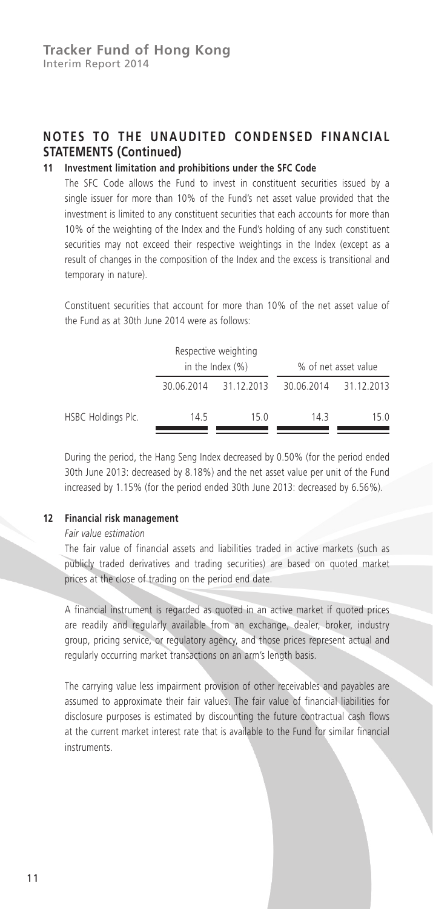## NOTES TO THE UNAUDITED CONDENSED FINANCIAL STATEMENTS (Continued)

### 11 Investment limitation and prohibitions under the SFC Code

The SFC Code allows the Fund to invest in constituent securities issued by a single issuer for more than 10% of the Fund's net asset value provided that the investment is limited to any constituent securities that each accounts for more than 10% of the weighting of the Index and the Fund's holding of any such constituent securities may not exceed their respective weightings in the Index (except as a result of changes in the composition of the Index and the excess is transitional and temporary in nature).

Constituent securities that account for more than 10% of the net asset value of the Fund as at 30th June 2014 were as follows:

| | Respective weighting in the Index (%) | | % of net asset value | |
|---|---|---|---|---|
| | 30.06.2014 | 31.12.2013 | 30.06.2014 | 31.12.2013 |
| HSBC Holdings Plc. | 14.5 | 15.0 | 14.3 | 15.0 |

During the period, the Hang Seng Index decreased by 0.50% (for the period ended 30th June 2013: decreased by 8.18%) and the net asset value per unit of the Fund increased by 1.15% (for the period ended 30th June 2013: decreased by 6.56%).

### 12 Financial risk management

*Fair value estimation*

The fair value of financial assets and liabilities traded in active markets (such as publicly traded derivatives and trading securities) are based on quoted market prices at the close of trading on the period end date.

A financial instrument is regarded as quoted in an active market if quoted prices are readily and regularly available from an exchange, dealer, broker, industry group, pricing service, or regulatory agency, and those prices represent actual and regularly occurring market transactions on an arm's length basis.

The carrying value less impairment provision of other receivables and payables are assumed to approximate their fair values. The fair value of financial liabilities for disclosure purposes is estimated by discounting the future contractual cash flows at the current market interest rate that is available to the Fund for similar financial instruments.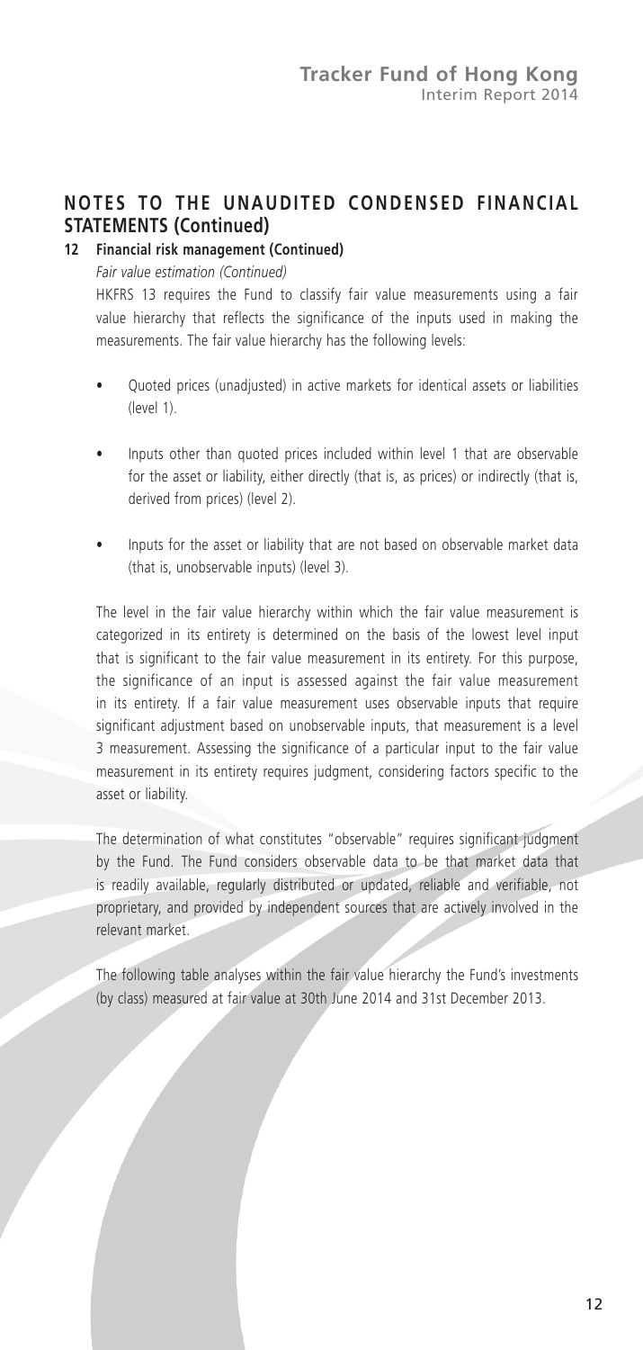## NOTES TO THE UNAUDITED CONDENSED FINANCIAL STATEMENTS (Continued)

### 12 Financial risk management (Continued)

*Fair value estimation (Continued)*

HKFRS 13 requires the Fund to classify fair value measurements using a fair value hierarchy that reflects the significance of the inputs used in making the measurements. The fair value hierarchy has the following levels:

- Quoted prices (unadjusted) in active markets for identical assets or liabilities (level 1).
- Inputs other than quoted prices included within level 1 that are observable for the asset or liability, either directly (that is, as prices) or indirectly (that is, derived from prices) (level 2).
- Inputs for the asset or liability that are not based on observable market data (that is, unobservable inputs) (level 3).

The level in the fair value hierarchy within which the fair value measurement is categorized in its entirety is determined on the basis of the lowest level input that is significant to the fair value measurement in its entirety. For this purpose, the significance of an input is assessed against the fair value measurement in its entirety. If a fair value measurement uses observable inputs that require significant adjustment based on unobservable inputs, that measurement is a level 3 measurement. Assessing the significance of a particular input to the fair value measurement in its entirety requires judgment, considering factors specific to the asset or liability.

The determination of what constitutes "observable" requires significant judgment by the Fund. The Fund considers observable data to be that market data that is readily available, regularly distributed or updated, reliable and verifiable, not proprietary, and provided by independent sources that are actively involved in the relevant market.

The following table analyses within the fair value hierarchy the Fund's investments (by class) measured at fair value at 30th June 2014 and 31st December 2013.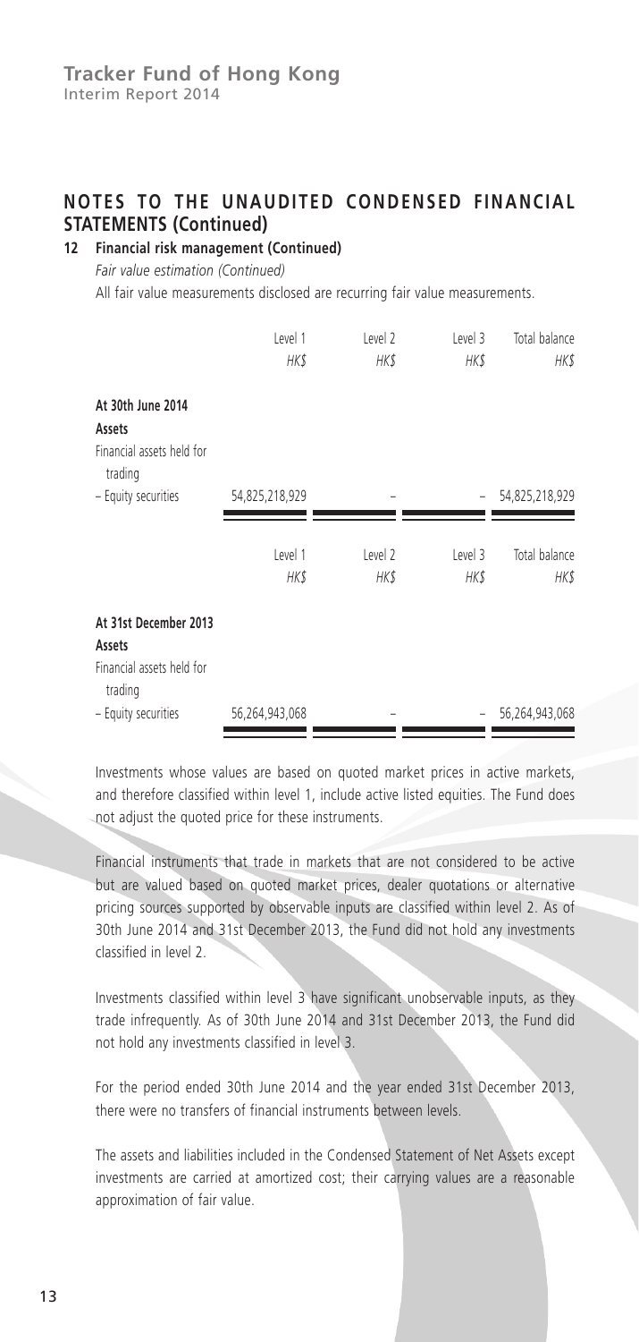## NOTES TO THE UNAUDITED CONDENSED FINANCIAL STATEMENTS (Continued)

### 12 Financial risk management (Continued)

*Fair value estimation (Continued)*

All fair value measurements disclosed are recurring fair value measurements.

| | Level 1 HK$ | Level 2 HK$ | Level 3 HK$ | Total balance HK$ |
|---|---|---|---|---|
| **At 30th June 2014** | | | | |
| **Assets** | | | | |
| Financial assets held for trading | | | | |
| – Equity securities | 54,825,218,929 | – | – | 54,825,218,929 |

| | Level 1 HK$ | Level 2 HK$ | Level 3 HK$ | Total balance HK$ |
|---|---|---|---|---|
| **At 31st December 2013** | | | | |
| **Assets** | | | | |
| Financial assets held for trading | | | | |
| – Equity securities | 56,264,943,068 | – | – | 56,264,943,068 |

Investments whose values are based on quoted market prices in active markets, and therefore classified within level 1, include active listed equities. The Fund does not adjust the quoted price for these instruments.

Financial instruments that trade in markets that are not considered to be active but are valued based on quoted market prices, dealer quotations or alternative pricing sources supported by observable inputs are classified within level 2. As of 30th June 2014 and 31st December 2013, the Fund did not hold any investments classified in level 2.

Investments classified within level 3 have significant unobservable inputs, as they trade infrequently. As of 30th June 2014 and 31st December 2013, the Fund did not hold any investments classified in level 3.

For the period ended 30th June 2014 and the year ended 31st December 2013, there were no transfers of financial instruments between levels.

The assets and liabilities included in the Condensed Statement of Net Assets except investments are carried at amortized cost; their carrying values are a reasonable approximation of fair value.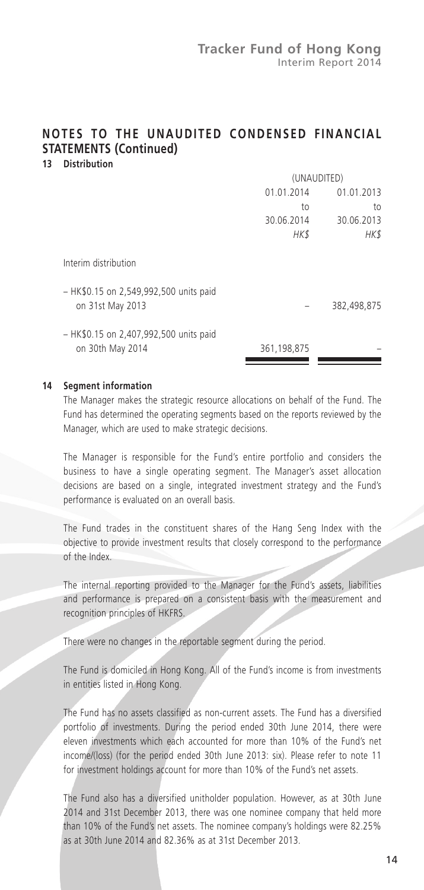## NOTES TO THE UNAUDITED CONDENSED FINANCIAL STATEMENTS (Continued)

### 13 Distribution

| | (UNAUDITED) | |
|---|---|---|
| | 01.01.2014 to 30.06.2014 | 01.01.2013 to 30.06.2013 |
| | *HK$* | *HK$* |
| Interim distribution | | |
| – HK$0.15 on 2,549,992,500 units paid on 31st May 2013 | – | 382,498,875 |
| – HK$0.15 on 2,407,992,500 units paid on 30th May 2014 | 361,198,875 | – |

### 14 Segment information

The Manager makes the strategic resource allocations on behalf of the Fund. The Fund has determined the operating segments based on the reports reviewed by the Manager, which are used to make strategic decisions.

The Manager is responsible for the Fund's entire portfolio and considers the business to have a single operating segment. The Manager's asset allocation decisions are based on a single, integrated investment strategy and the Fund's performance is evaluated on an overall basis.

The Fund trades in the constituent shares of the Hang Seng Index with the objective to provide investment results that closely correspond to the performance of the Index.

The internal reporting provided to the Manager for the Fund's assets, liabilities and performance is prepared on a consistent basis with the measurement and recognition principles of HKFRS.

There were no changes in the reportable segment during the period.

The Fund is domiciled in Hong Kong. All of the Fund's income is from investments in entities listed in Hong Kong.

The Fund has no assets classified as non-current assets. The Fund has a diversified portfolio of investments. During the period ended 30th June 2014, there were eleven investments which each accounted for more than 10% of the Fund's net income/(loss) (for the period ended 30th June 2013: six). Please refer to note 11 for investment holdings account for more than 10% of the Fund's net assets.

The Fund also has a diversified unitholder population. However, as at 30th June 2014 and 31st December 2013, there was one nominee company that held more than 10% of the Fund's net assets. The nominee company's holdings were 82.25% as at 30th June 2014 and 82.36% as at 31st December 2013.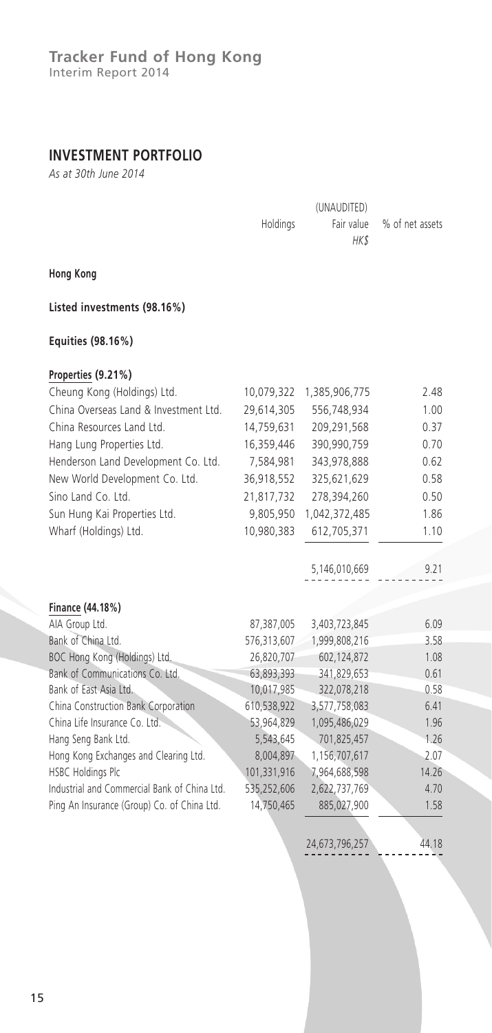## INVESTMENT PORTFOLIO

*As at 30th June 2014*

| | Holdings | (UNAUDITED) Fair value HK$ | % of net assets |
|---|---|---|---|
| **Hong Kong** | | | |
| **Listed investments (98.16%)** | | | |
| **Equities (98.16%)** | | | |
| **Properties (9.21%)** | | | |
| Cheung Kong (Holdings) Ltd. | 10,079,322 | 1,385,906,775 | 2.48 |
| China Overseas Land & Investment Ltd. | 29,614,305 | 556,748,934 | 1.00 |
| China Resources Land Ltd. | 14,759,631 | 209,291,568 | 0.37 |
| Hang Lung Properties Ltd. | 16,359,446 | 390,990,759 | 0.70 |
| Henderson Land Development Co. Ltd. | 7,584,981 | 343,978,888 | 0.62 |
| New World Development Co. Ltd. | 36,918,552 | 325,621,629 | 0.58 |
| Sino Land Co. Ltd. | 21,817,732 | 278,394,260 | 0.50 |
| Sun Hung Kai Properties Ltd. | 9,805,950 | 1,042,372,485 | 1.86 |
| Wharf (Holdings) Ltd. | 10,980,383 | 612,705,371 | 1.10 |
| | | 5,146,010,669 | 9.21 |
| **Finance (44.18%)** | | | |
| AIA Group Ltd. | 87,387,005 | 3,403,723,845 | 6.09 |
| Bank of China Ltd. | 576,313,607 | 1,999,808,216 | 3.58 |
| BOC Hong Kong (Holdings) Ltd. | 26,820,707 | 602,124,872 | 1.08 |
| Bank of Communications Co. Ltd. | 63,893,393 | 341,829,653 | 0.61 |
| Bank of East Asia Ltd. | 10,017,985 | 322,078,218 | 0.58 |
| China Construction Bank Corporation | 610,538,922 | 3,577,758,083 | 6.41 |
| China Life Insurance Co. Ltd. | 53,964,829 | 1,095,486,029 | 1.96 |
| Hang Seng Bank Ltd. | 5,543,645 | 701,825,457 | 1.26 |
| Hong Kong Exchanges and Clearing Ltd. | 8,004,897 | 1,156,707,617 | 2.07 |
| HSBC Holdings Plc | 101,331,916 | 7,964,688,598 | 14.26 |
| Industrial and Commercial Bank of China Ltd. | 535,252,606 | 2,622,737,769 | 4.70 |
| Ping An Insurance (Group) Co. of China Ltd. | 14,750,465 | 885,027,900 | 1.58 |
| | | 24,673,796,257 | 44.18 |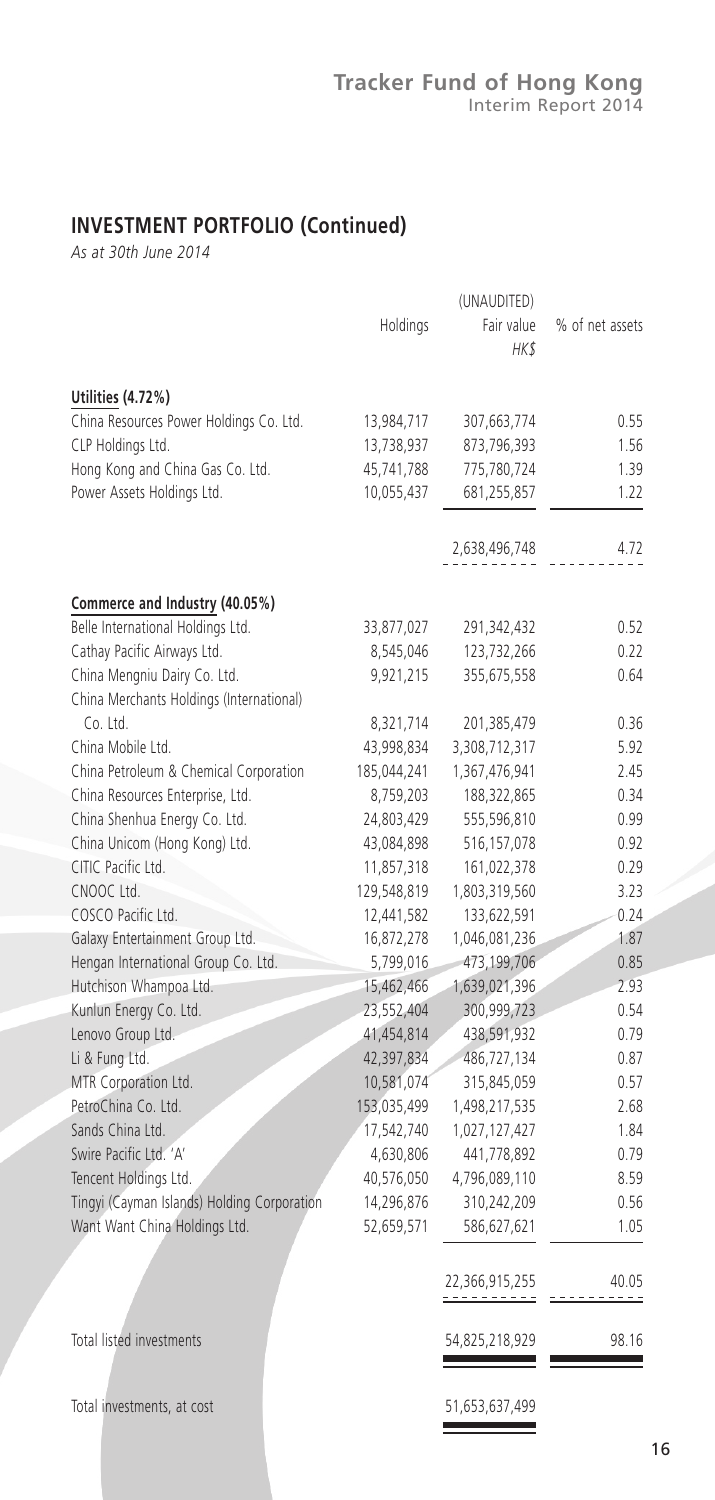## INVESTMENT PORTFOLIO (Continued)

*As at 30th June 2014*

| | Holdings | (UNAUDITED) Fair value HK$ | % of net assets |
|---|---|---|---|
| **Utilities (4.72%)** | | | |
| China Resources Power Holdings Co. Ltd. | 13,984,717 | 307,663,774 | 0.55 |
| CLP Holdings Ltd. | 13,738,937 | 873,796,393 | 1.56 |
| Hong Kong and China Gas Co. Ltd. | 45,741,788 | 775,780,724 | 1.39 |
| Power Assets Holdings Ltd. | 10,055,437 | 681,255,857 | 1.22 |
| | | 2,638,496,748 | 4.72 |
| **Commerce and Industry (40.05%)** | | | |
| Belle International Holdings Ltd. | 33,877,027 | 291,342,432 | 0.52 |
| Cathay Pacific Airways Ltd. | 8,545,046 | 123,732,266 | 0.22 |
| China Mengniu Dairy Co. Ltd. | 9,921,215 | 355,675,558 | 0.64 |
| China Merchants Holdings (International) Co. Ltd. | 8,321,714 | 201,385,479 | 0.36 |
| China Mobile Ltd. | 43,998,834 | 3,308,712,317 | 5.92 |
| China Petroleum & Chemical Corporation | 185,044,241 | 1,367,476,941 | 2.45 |
| China Resources Enterprise, Ltd. | 8,759,203 | 188,322,865 | 0.34 |
| China Shenhua Energy Co. Ltd. | 24,803,429 | 555,596,810 | 0.99 |
| China Unicom (Hong Kong) Ltd. | 43,084,898 | 516,157,078 | 0.92 |
| CITIC Pacific Ltd. | 11,857,318 | 161,022,378 | 0.29 |
| CNOOC Ltd. | 129,548,819 | 1,803,319,560 | 3.23 |
| COSCO Pacific Ltd. | 12,441,582 | 133,622,591 | 0.24 |
| Galaxy Entertainment Group Ltd. | 16,872,278 | 1,046,081,236 | 1.87 |
| Hengan International Group Co. Ltd. | 5,799,016 | 473,199,706 | 0.85 |
| Hutchison Whampoa Ltd. | 15,462,466 | 1,639,021,396 | 2.93 |
| Kunlun Energy Co. Ltd. | 23,552,404 | 300,999,723 | 0.54 |
| Lenovo Group Ltd. | 41,454,814 | 438,591,932 | 0.79 |
| Li & Fung Ltd. | 42,397,834 | 486,727,134 | 0.87 |
| MTR Corporation Ltd. | 10,581,074 | 315,845,059 | 0.57 |
| PetroChina Co. Ltd. | 153,035,499 | 1,498,217,535 | 2.68 |
| Sands China Ltd. | 17,542,740 | 1,027,127,427 | 1.84 |
| Swire Pacific Ltd. 'A' | 4,630,806 | 441,778,892 | 0.79 |
| Tencent Holdings Ltd. | 40,576,050 | 4,796,089,110 | 8.59 |
| Tingyi (Cayman Islands) Holding Corporation | 14,296,876 | 310,242,209 | 0.56 |
| Want Want China Holdings Ltd. | 52,659,571 | 586,627,621 | 1.05 |
| | | 22,366,915,255 | 40.05 |
| Total listed investments | | 54,825,218,929 | 98.16 |
| Total investments, at cost | | 51,653,637,499 | |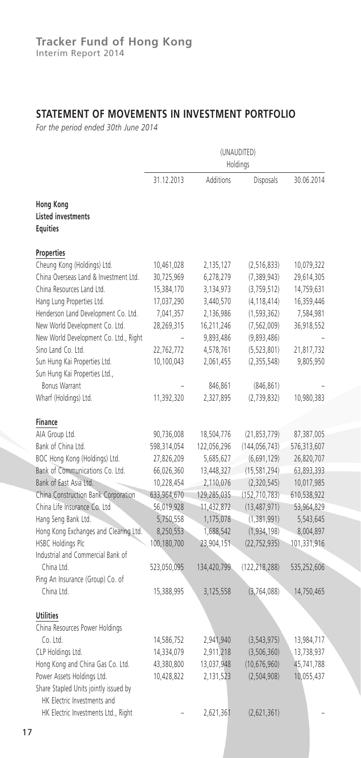## STATEMENT OF MOVEMENTS IN INVESTMENT PORTFOLIO

*For the period ended 30th June 2014*

| | (UNAUDITED) | | | |
|---|---|---|---|---|
| | Holdings | | | |
| | 31.12.2013 | Additions | Disposals | 30.06.2014 |
| **Hong Kong** | | | | |
| **Listed investments** | | | | |
| **Equities** | | | | |
| **Properties** | | | | |
| Cheung Kong (Holdings) Ltd. | 10,461,028 | 2,135,127 | (2,516,833) | 10,079,322 |
| China Overseas Land & Investment Ltd. | 30,725,969 | 6,278,279 | (7,389,943) | 29,614,305 |
| China Resources Land Ltd. | 15,384,170 | 3,134,973 | (3,759,512) | 14,759,631 |
| Hang Lung Properties Ltd. | 17,037,290 | 3,440,570 | (4,118,414) | 16,359,446 |
| Henderson Land Development Co. Ltd. | 7,041,357 | 2,136,986 | (1,593,362) | 7,584,981 |
| New World Development Co. Ltd. | 28,269,315 | 16,211,246 | (7,562,009) | 36,918,552 |
| New World Development Co. Ltd., Right | – | 9,893,486 | (9,893,486) | – |
| Sino Land Co. Ltd. | 22,762,772 | 4,578,761 | (5,523,801) | 21,817,732 |
| Sun Hung Kai Properties Ltd. | 10,100,043 | 2,061,455 | (2,355,548) | 9,805,950 |
| Sun Hung Kai Properties Ltd., Bonus Warrant | – | 846,861 | (846,861) | – |
| Wharf (Holdings) Ltd. | 11,392,320 | 2,327,895 | (2,739,832) | 10,980,383 |
| **Finance** | | | | |
| AIA Group Ltd. | 90,736,008 | 18,504,776 | (21,853,779) | 87,387,005 |
| Bank of China Ltd. | 598,314,054 | 122,056,296 | (144,056,743) | 576,313,607 |
| BOC Hong Kong (Holdings) Ltd. | 27,826,209 | 5,685,627 | (6,691,129) | 26,820,707 |
| Bank of Communications Co. Ltd. | 66,026,360 | 13,448,327 | (15,581,294) | 63,893,393 |
| Bank of East Asia Ltd. | 10,228,454 | 2,110,076 | (2,320,545) | 10,017,985 |
| China Construction Bank Corporation | 633,964,670 | 129,285,035 | (152,710,783) | 610,538,922 |
| China Life Insurance Co. Ltd | 56,019,928 | 11,432,872 | (13,487,971) | 53,964,829 |
| Hang Seng Bank Ltd. | 5,750,558 | 1,175,078 | (1,381,991) | 5,543,645 |
| Hong Kong Exchanges and Clearing Ltd. | 8,250,553 | 1,688,542 | (1,934,198) | 8,004,897 |
| HSBC Holdings Plc | 100,180,700 | 23,904,151 | (22,752,935) | 101,331,916 |
| Industrial and Commercial Bank of China Ltd. | 523,050,095 | 134,420,799 | (122,218,288) | 535,252,606 |
| Ping An Insurance (Group) Co. of China Ltd. | 15,388,995 | 3,125,558 | (3,764,088) | 14,750,465 |
| **Utilities** | | | | |
| China Resources Power Holdings Co. Ltd. | 14,586,752 | 2,941,940 | (3,543,975) | 13,984,717 |
| CLP Holdings Ltd. | 14,334,079 | 2,911,218 | (3,506,360) | 13,738,937 |
| Hong Kong and China Gas Co. Ltd. | 43,380,800 | 13,037,948 | (10,676,960) | 45,741,788 |
| Power Assets Holdings Ltd. | 10,428,822 | 2,131,523 | (2,504,908) | 10,055,437 |
| Share Stapled Units jointly issued by HK Electric Investments and HK Electric Investments Ltd., Right | – | 2,621,361 | (2,621,361) | – |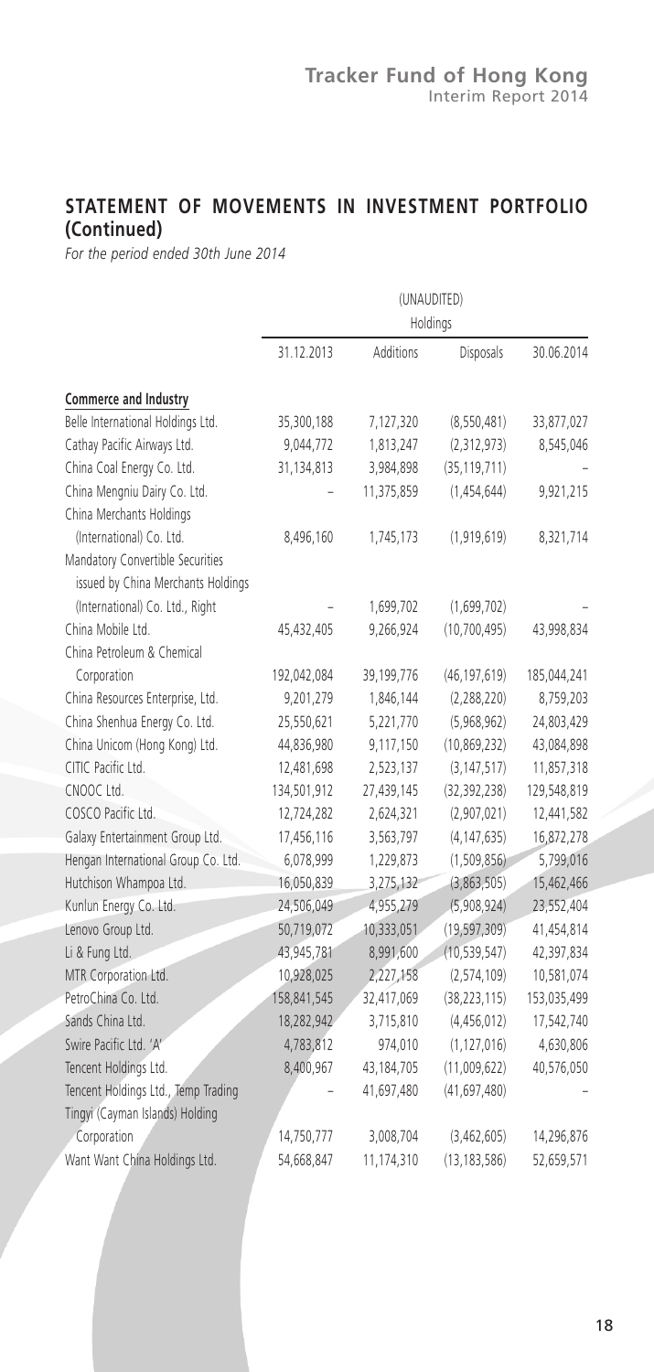## STATEMENT OF MOVEMENTS IN INVESTMENT PORTFOLIO (Continued)

*For the period ended 30th June 2014*

| | (UNAUDITED) | | | |
|---|---|---|---|---|
| | Holdings | | | |
| | 31.12.2013 | Additions | Disposals | 30.06.2014 |
| **Commerce and Industry** | | | | |
| Belle International Holdings Ltd. | 35,300,188 | 7,127,320 | (8,550,481) | 33,877,027 |
| Cathay Pacific Airways Ltd. | 9,044,772 | 1,813,247 | (2,312,973) | 8,545,046 |
| China Coal Energy Co. Ltd. | 31,134,813 | 3,984,898 | (35,119,711) | – |
| China Mengniu Dairy Co. Ltd. | – | 11,375,859 | (1,454,644) | 9,921,215 |
| China Merchants Holdings (International) Co. Ltd. | 8,496,160 | 1,745,173 | (1,919,619) | 8,321,714 |
| Mandatory Convertible Securities issued by China Merchants Holdings (International) Co. Ltd., Right | – | 1,699,702 | (1,699,702) | – |
| China Mobile Ltd. | 45,432,405 | 9,266,924 | (10,700,495) | 43,998,834 |
| China Petroleum & Chemical Corporation | 192,042,084 | 39,199,776 | (46,197,619) | 185,044,241 |
| China Resources Enterprise, Ltd. | 9,201,279 | 1,846,144 | (2,288,220) | 8,759,203 |
| China Shenhua Energy Co. Ltd. | 25,550,621 | 5,221,770 | (5,968,962) | 24,803,429 |
| China Unicom (Hong Kong) Ltd. | 44,836,980 | 9,117,150 | (10,869,232) | 43,084,898 |
| CITIC Pacific Ltd. | 12,481,698 | 2,523,137 | (3,147,517) | 11,857,318 |
| CNOOC Ltd. | 134,501,912 | 27,439,145 | (32,392,238) | 129,548,819 |
| COSCO Pacific Ltd. | 12,724,282 | 2,624,321 | (2,907,021) | 12,441,582 |
| Galaxy Entertainment Group Ltd. | 17,456,116 | 3,563,797 | (4,147,635) | 16,872,278 |
| Hengan International Group Co. Ltd. | 6,078,999 | 1,229,873 | (1,509,856) | 5,799,016 |
| Hutchison Whampoa Ltd. | 16,050,839 | 3,275,132 | (3,863,505) | 15,462,466 |
| Kunlun Energy Co. Ltd. | 24,506,049 | 4,955,279 | (5,908,924) | 23,552,404 |
| Lenovo Group Ltd. | 50,719,072 | 10,333,051 | (19,597,309) | 41,454,814 |
| Li & Fung Ltd. | 43,945,781 | 8,991,600 | (10,539,547) | 42,397,834 |
| MTR Corporation Ltd. | 10,928,025 | 2,227,158 | (2,574,109) | 10,581,074 |
| PetroChina Co. Ltd. | 158,841,545 | 32,417,069 | (38,223,115) | 153,035,499 |
| Sands China Ltd. | 18,282,942 | 3,715,810 | (4,456,012) | 17,542,740 |
| Swire Pacific Ltd. 'A' | 4,783,812 | 974,010 | (1,127,016) | 4,630,806 |
| Tencent Holdings Ltd. | 8,400,967 | 43,184,705 | (11,009,622) | 40,576,050 |
| Tencent Holdings Ltd., Temp Trading | – | 41,697,480 | (41,697,480) | – |
| Tingyi (Cayman Islands) Holding Corporation | 14,750,777 | 3,008,704 | (3,462,605) | 14,296,876 |
| Want Want China Holdings Ltd. | 54,668,847 | 11,174,310 | (13,183,586) | 52,659,571 |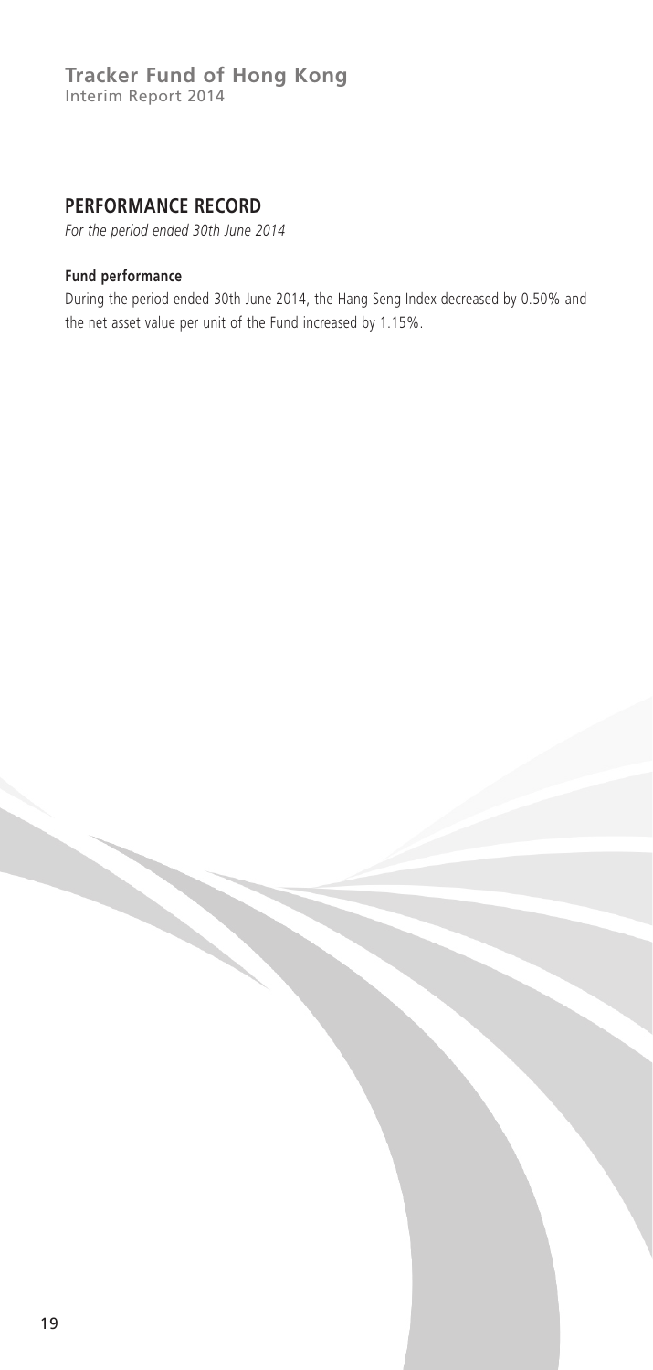## PERFORMANCE RECORD

*For the period ended 30th June 2014*

**Fund performance**

During the period ended 30th June 2014, the Hang Seng Index decreased by 0.50% and the net asset value per unit of the Fund increased by 1.15%.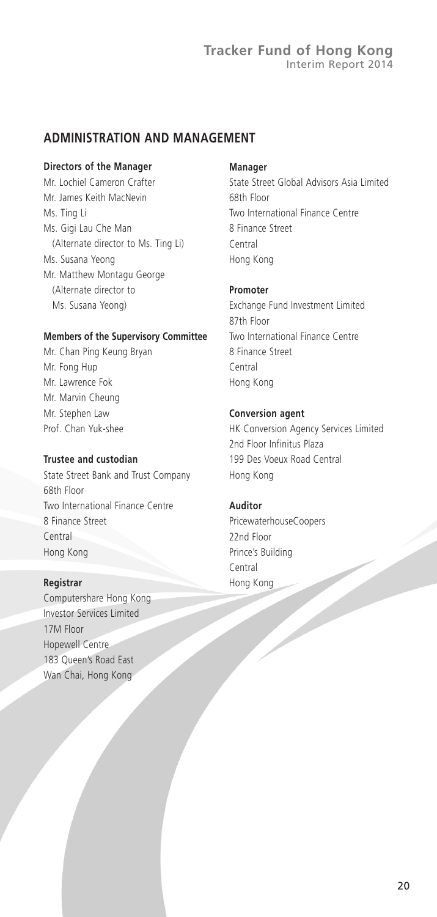## ADMINISTRATION AND MANAGEMENT

**Directors of the Manager**

Mr. Lochiel Cameron Crafter
Mr. James Keith MacNevin
Ms. Ting Li
Ms. Gigi Lau Che Man
(Alternate director to Ms. Ting Li)
Ms. Susana Yeong
Mr. Matthew Montagu George
(Alternate director to
Ms. Susana Yeong)

**Members of the Supervisory Committee**

Mr. Chan Ping Keung Bryan
Mr. Fong Hup
Mr. Lawrence Fok
Mr. Marvin Cheung
Mr. Stephen Law
Prof. Chan Yuk-shee

**Trustee and custodian**

State Street Bank and Trust Company
68th Floor
Two International Finance Centre
8 Finance Street
Central
Hong Kong

**Registrar**

Computershare Hong Kong
Investor Services Limited
17M Floor
Hopewell Centre
183 Queen's Road East
Wan Chai, Hong Kong

**Manager**

State Street Global Advisors Asia Limited
68th Floor
Two International Finance Centre
8 Finance Street
Central
Hong Kong

**Promoter**

Exchange Fund Investment Limited
87th Floor
Two International Finance Centre
8 Finance Street
Central
Hong Kong

**Conversion agent**

HK Conversion Agency Services Limited
2nd Floor Infinitus Plaza
199 Des Voeux Road Central
Hong Kong

**Auditor**

PricewaterhouseCoopers
22nd Floor
Prince's Building
Central
Hong Kong